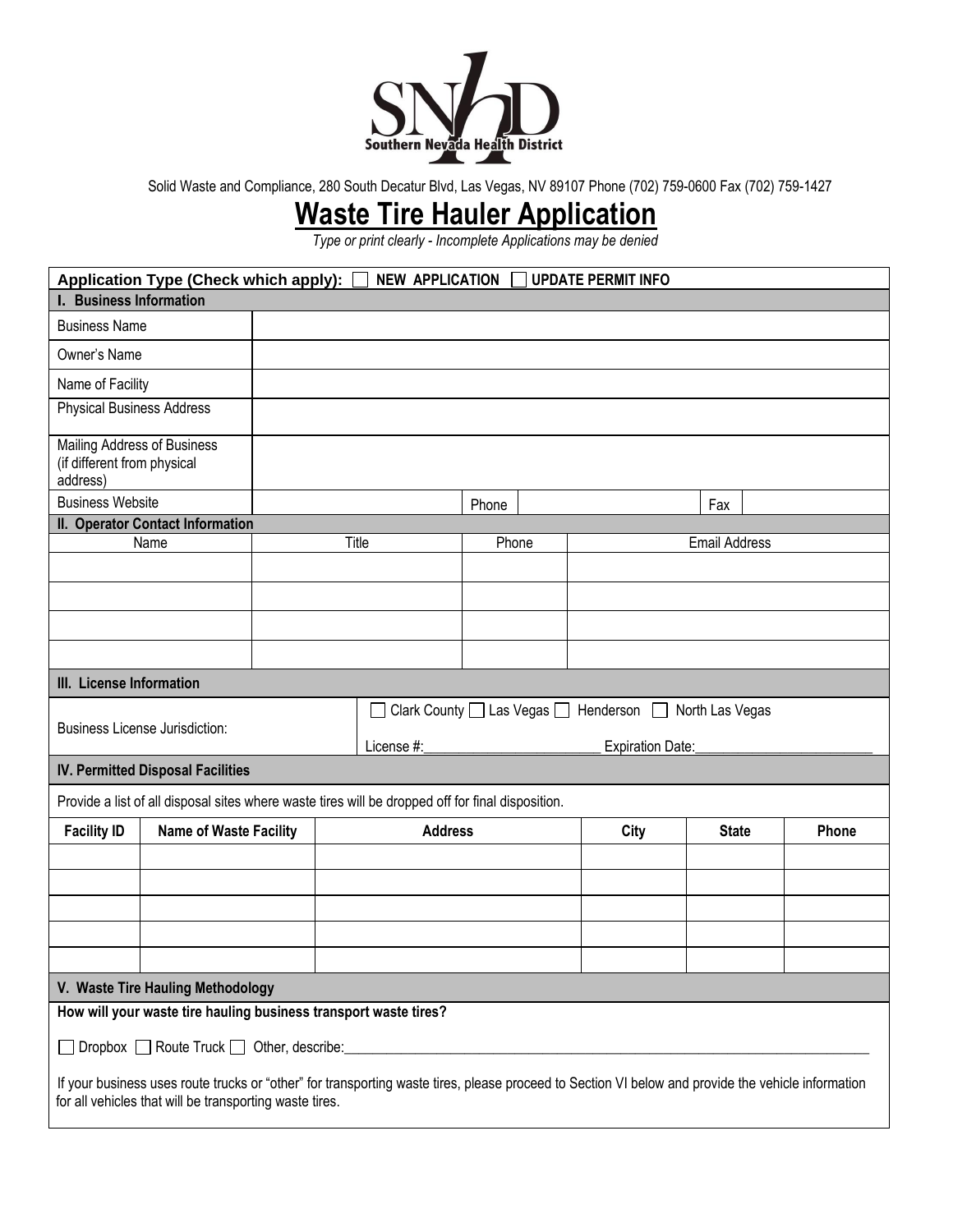Southern Nevada Health District

Solid Waste and Compliance, 280 South Decatur Blvd, Las Vegas, NV 89107 Phone (702) 759-0600 Fax (702) 759-1427

# Waste Tire Hauler Application

*Type or print clearly - Incomplete Applications may be denied*

**Application Type (Check which apply):** ☐ **NEW APPLICATION** ☐ **UPDATE PERMIT INFO**

## I. Business Information

| | | | | | |
|---|---|---|---|---|---|
| Business Name | | | | | |
| Owner's Name | | | | | |
| Name of Facility | | | | | |
| Physical Business Address | | | | | |
| Mailing Address of Business (if different from physical address) | | | | | |
| Business Website | | Phone | | Fax | |

## II. Operator Contact Information

| Name | Title | Phone | Email Address |
|---|---|---|---|
| | | | |
| | | | |
| | | | |
| | | | |

## III. License Information

Business License Jurisdiction: ☐ Clark County ☐ Las Vegas ☐ Henderson ☐ North Las Vegas

License #:________________________ Expiration Date:________________________

## IV. Permitted Disposal Facilities

Provide a list of all disposal sites where waste tires will be dropped off for final disposition.

| Facility ID | Name of Waste Facility | Address | City | State | Phone |
|---|---|---|---|---|---|
| | | | | | |
| | | | | | |
| | | | | | |
| | | | | | |
| | | | | | |

## V. Waste Tire Hauling Methodology

**How will your waste tire hauling business transport waste tires?**

☐ Dropbox ☐ Route Truck ☐ Other, describe:____________________________________________

If your business uses route trucks or "other" for transporting waste tires, please proceed to Section VI below and provide the vehicle information for all vehicles that will be transporting waste tires.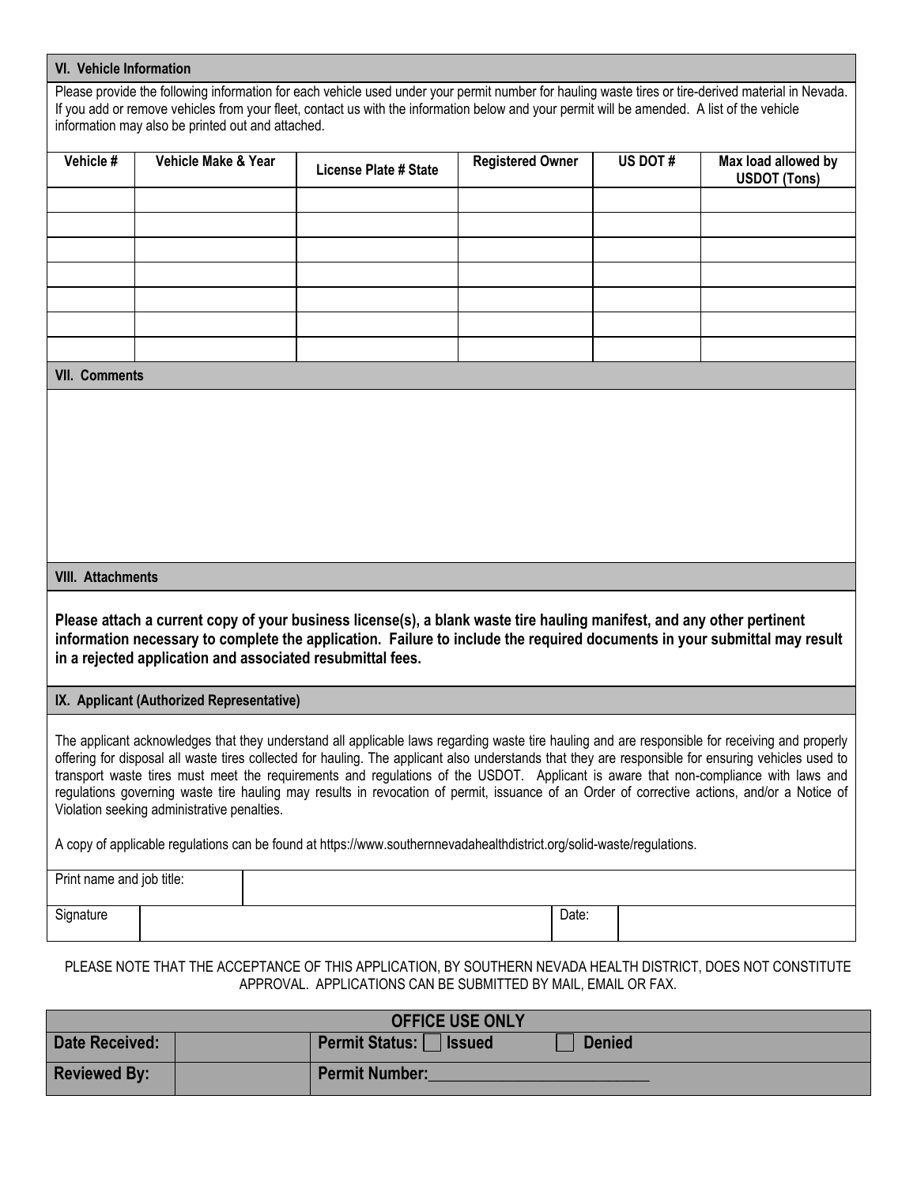## VI. Vehicle Information

Please provide the following information for each vehicle used under your permit number for hauling waste tires or tire-derived material in Nevada. If you add or remove vehicles from your fleet, contact us with the information below and your permit will be amended. A list of the vehicle information may also be printed out and attached.

| Vehicle # | Vehicle Make & Year | License Plate # State | Registered Owner | US DOT # | Max load allowed by USDOT (Tons) |
|---|---|---|---|---|---|
| | | | | | |
| | | | | | |
| | | | | | |
| | | | | | |
| | | | | | |
| | | | | | |
| | | | | | |

## VII. Comments

## VIII. Attachments

**Please attach a current copy of your business license(s), a blank waste tire hauling manifest, and any other pertinent information necessary to complete the application. Failure to include the required documents in your submittal may result in a rejected application and associated resubmittal fees.**

## IX. Applicant (Authorized Representative)

The applicant acknowledges that they understand all applicable laws regarding waste tire hauling and are responsible for receiving and properly offering for disposal all waste tires collected for hauling. The applicant also understands that they are responsible for ensuring vehicles used to transport waste tires must meet the requirements and regulations of the USDOT. Applicant is aware that non-compliance with laws and regulations governing waste tire hauling may results in revocation of permit, issuance of an Order of corrective actions, and/or a Notice of Violation seeking administrative penalties.

A copy of applicable regulations can be found at https://www.southernnevadahealthdistrict.org/solid-waste/regulations.

| | | | |
|---|---|---|---|
| Print name and job title: | | | |
| Signature | | Date: | |

PLEASE NOTE THAT THE ACCEPTANCE OF THIS APPLICATION, BY SOUTHERN NEVADA HEALTH DISTRICT, DOES NOT CONSTITUTE APPROVAL. APPLICATIONS CAN BE SUBMITTED BY MAIL, EMAIL OR FAX.

| OFFICE USE ONLY | | |
|---|---|---|
| **Date Received:** | | **Permit Status:** ☐ **Issued** ☐ **Denied** |
| **Reviewed By:** | | **Permit Number:**___________________________ |